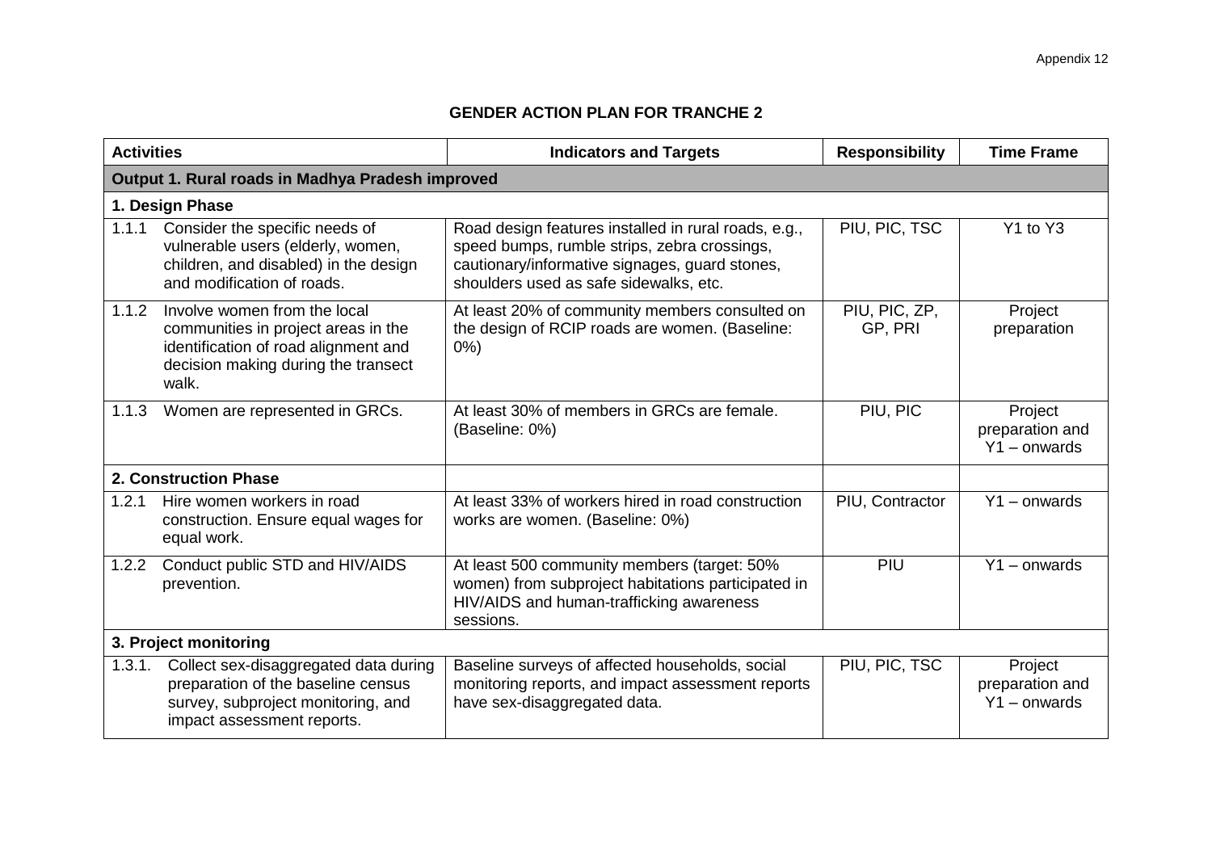# GENDER ACTION PLAN FOR TRANCHE 2

| Activities | Indicators and Targets | Responsibility | Time Frame |
|---|---|---|---|
| **Output 1. Rural roads in Madhya Pradesh improved** | | | |
| **1. Design Phase** | | | |
| 1.1.1 Consider the specific needs of vulnerable users (elderly, women, children, and disabled) in the design and modification of roads. | Road design features installed in rural roads, e.g., speed bumps, rumble strips, zebra crossings, cautionary/informative signages, guard stones, shoulders used as safe sidewalks, etc. | PIU, PIC, TSC | Y1 to Y3 |
| 1.1.2 Involve women from the local communities in project areas in the identification of road alignment and decision making during the transect walk. | At least 20% of community members consulted on the design of RCIP roads are women. (Baseline: 0%) | PIU, PIC, ZP, GP, PRI | Project preparation |
| 1.1.3 Women are represented in GRCs. | At least 30% of members in GRCs are female. (Baseline: 0%) | PIU, PIC | Project preparation and Y1 – onwards |
| **2. Construction Phase** | | | |
| 1.2.1 Hire women workers in road construction. Ensure equal wages for equal work. | At least 33% of workers hired in road construction works are women. (Baseline: 0%) | PIU, Contractor | Y1 – onwards |
| 1.2.2 Conduct public STD and HIV/AIDS prevention. | At least 500 community members (target: 50% women) from subproject habitations participated in HIV/AIDS and human-trafficking awareness sessions. | PIU | Y1 – onwards |
| **3. Project monitoring** | | | |
| 1.3.1. Collect sex-disaggregated data during preparation of the baseline census survey, subproject monitoring, and impact assessment reports. | Baseline surveys of affected households, social monitoring reports, and impact assessment reports have sex-disaggregated data. | PIU, PIC, TSC | Project preparation and Y1 – onwards |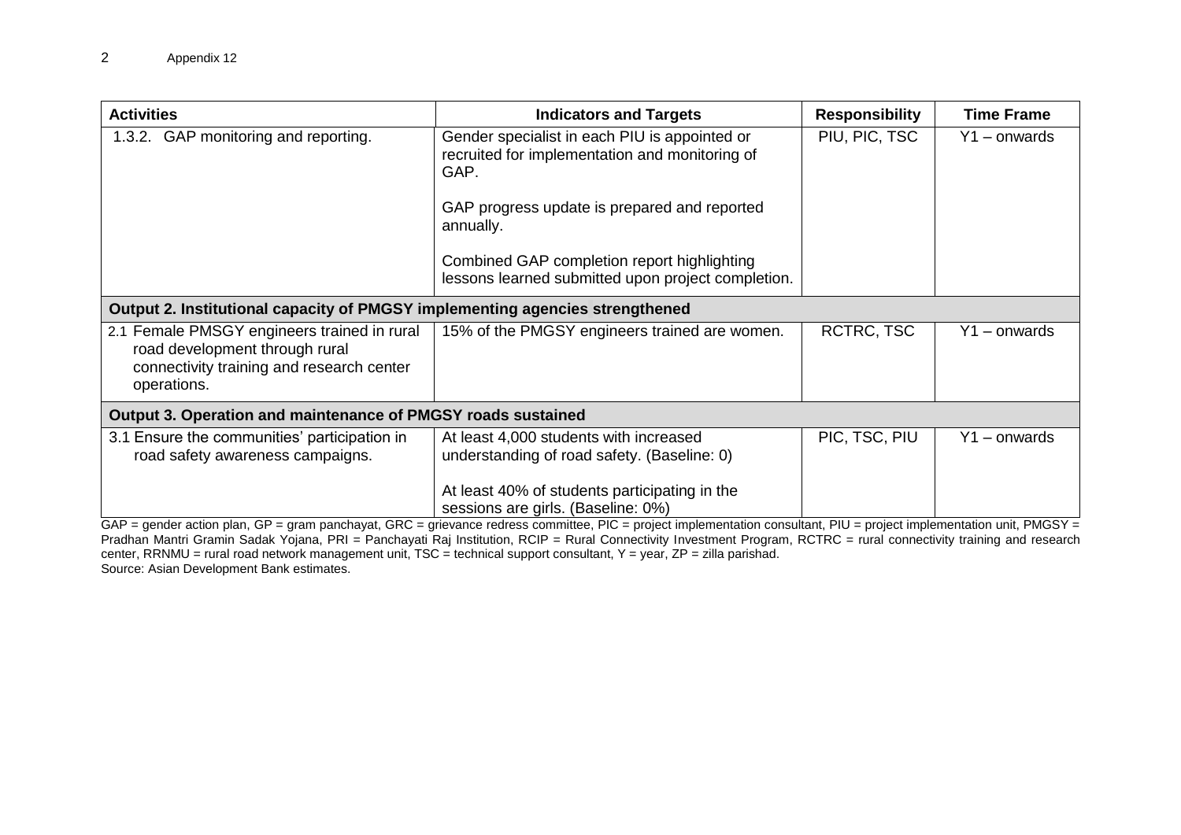| Activities | Indicators and Targets | Responsibility | Time Frame |
|---|---|---|---|
| 1.3.2. GAP monitoring and reporting. | Gender specialist in each PIU is appointed or recruited for implementation and monitoring of GAP.<br><br>GAP progress update is prepared and reported annually.<br><br>Combined GAP completion report highlighting lessons learned submitted upon project completion. | PIU, PIC, TSC | Y1 – onwards |
| **Output 2. Institutional capacity of PMGSY implementing agencies strengthened** | | | |
| 2.1 Female PMSGY engineers trained in rural road development through rural connectivity training and research center operations. | 15% of the PMGSY engineers trained are women. | RCTRC, TSC | Y1 – onwards |
| **Output 3. Operation and maintenance of PMGSY roads sustained** | | | |
| 3.1 Ensure the communities' participation in road safety awareness campaigns. | At least 4,000 students with increased understanding of road safety. (Baseline: 0)<br><br>At least 40% of students participating in the sessions are girls. (Baseline: 0%) | PIC, TSC, PIU | Y1 – onwards |

GAP = gender action plan, GP = gram panchayat, GRC = grievance redress committee, PIC = project implementation consultant, PIU = project implementation unit, PMGSY = Pradhan Mantri Gramin Sadak Yojana, PRI = Panchayati Raj Institution, RCIP = Rural Connectivity Investment Program, RCTRC = rural connectivity training and research center, RRNMU = rural road network management unit, TSC = technical support consultant, Y = year, ZP = zilla parishad.

Source: Asian Development Bank estimates.